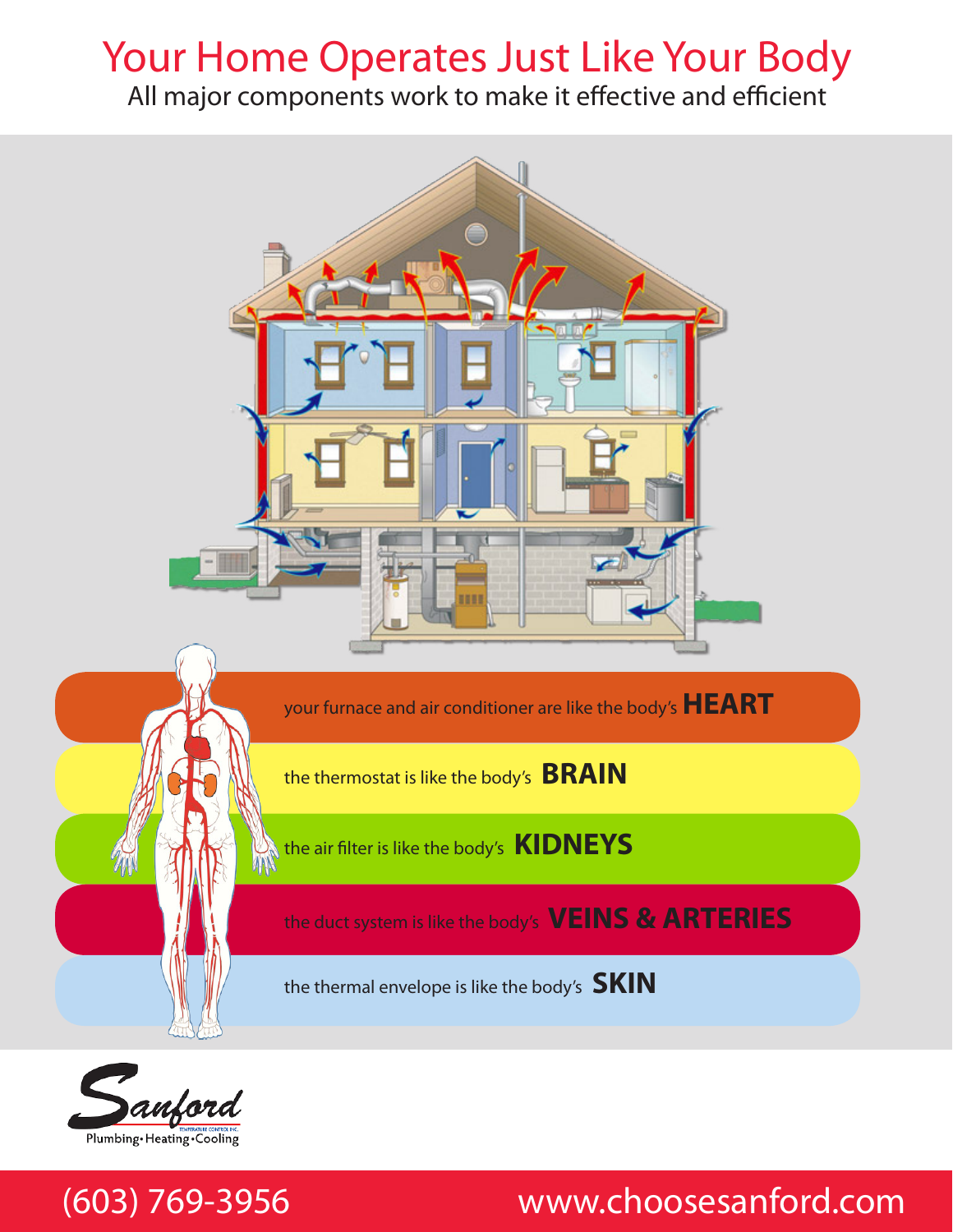# Your Home Operates Just Like Your Body

All major components work to make it effective and efficient

your furnace and air conditioner are like the body's **HEART**

the thermostat is like the body's **BRAIN**

the air filter is like the body's **KIDNEYS**

the duct system is like the body's **VEINS & ARTERIES**

the thermal envelope is like the body's **SKIN**

Sanford

TEMPERATURE CONTROL INC.

Plumbing • Heating • Cooling

(603) 769-3956

www.choosesanford.com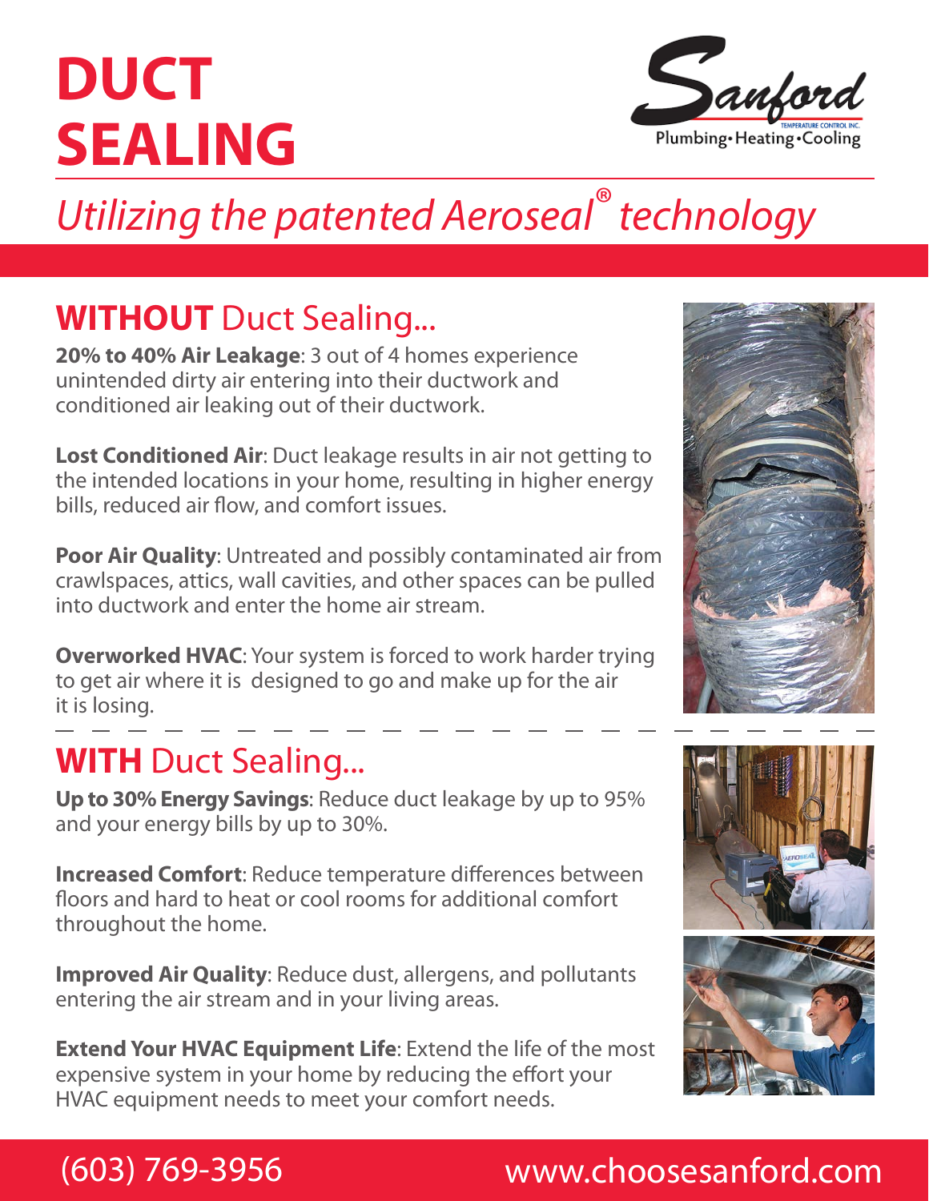# DUCT SEALING

Sanford

TEMPERATURE CONTROL INC.

Plumbing • Heating • Cooling

*Utilizing the patented Aeroseal® technology*

## WITHOUT Duct Sealing...

**20% to 40% Air Leakage**: 3 out of 4 homes experience unintended dirty air entering into their ductwork and conditioned air leaking out of their ductwork.

**Lost Conditioned Air**: Duct leakage results in air not getting to the intended locations in your home, resulting in higher energy bills, reduced air flow, and comfort issues.

**Poor Air Quality**: Untreated and possibly contaminated air from crawlspaces, attics, wall cavities, and other spaces can be pulled into ductwork and enter the home air stream.

**Overworked HVAC**: Your system is forced to work harder trying to get air where it is designed to go and make up for the air it is losing.

## WITH Duct Sealing...

**Up to 30% Energy Savings**: Reduce duct leakage by up to 95% and your energy bills by up to 30%.

**Increased Comfort**: Reduce temperature differences between floors and hard to heat or cool rooms for additional comfort throughout the home.

**Improved Air Quality**: Reduce dust, allergens, and pollutants entering the air stream and in your living areas.

**Extend Your HVAC Equipment Life**: Extend the life of the most expensive system in your home by reducing the effort your HVAC equipment needs to meet your comfort needs.

(603) 769-3956 www.choosesanford.com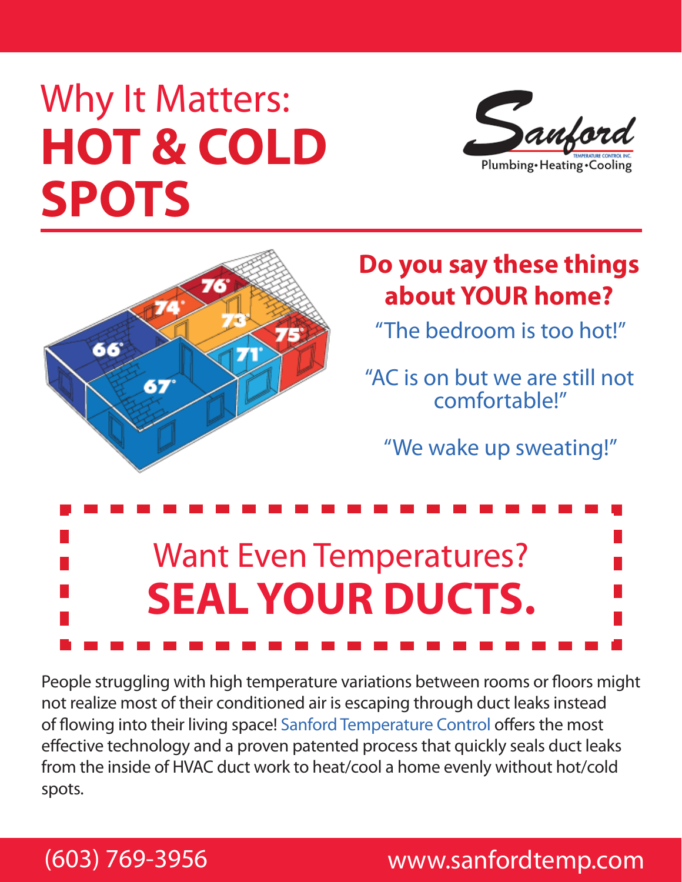# Why It Matters: **HOT & COLD SPOTS**

Sanford
TEMPERATURE CONTROL INC.
Plumbing•Heating•Cooling

## Do you say these things about YOUR home?

"The bedroom is too hot!"

"AC is on but we are still not comfortable!"

"We wake up sweating!"

## Want Even Temperatures? **SEAL YOUR DUCTS.**

People struggling with high temperature variations between rooms or floors might not realize most of their conditioned air is escaping through duct leaks instead of flowing into their living space! Sanford Temperature Control offers the most effective technology and a proven patented process that quickly seals duct leaks from the inside of HVAC duct work to heat/cool a home evenly without hot/cold spots.

(603) 769-3956 www.sanfordtemp.com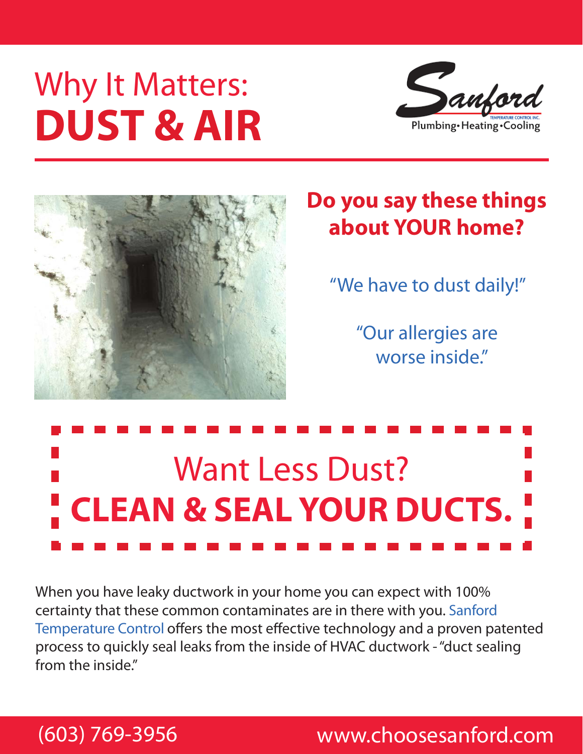# Why It Matters: **DUST & AIR**

Sanford
TEMPERATURE CONTROL INC.
Plumbing • Heating • Cooling

## Do you say these things about YOUR home?

"We have to dust daily!"

"Our allergies are worse inside."

## Want Less Dust? **CLEAN & SEAL YOUR DUCTS.**

When you have leaky ductwork in your home you can expect with 100% certainty that these common contaminates are in there with you. Sanford Temperature Control offers the most effective technology and a proven patented process to quickly seal leaks from the inside of HVAC ductwork - "duct sealing from the inside."

(603) 769-3956 www.choosesanford.com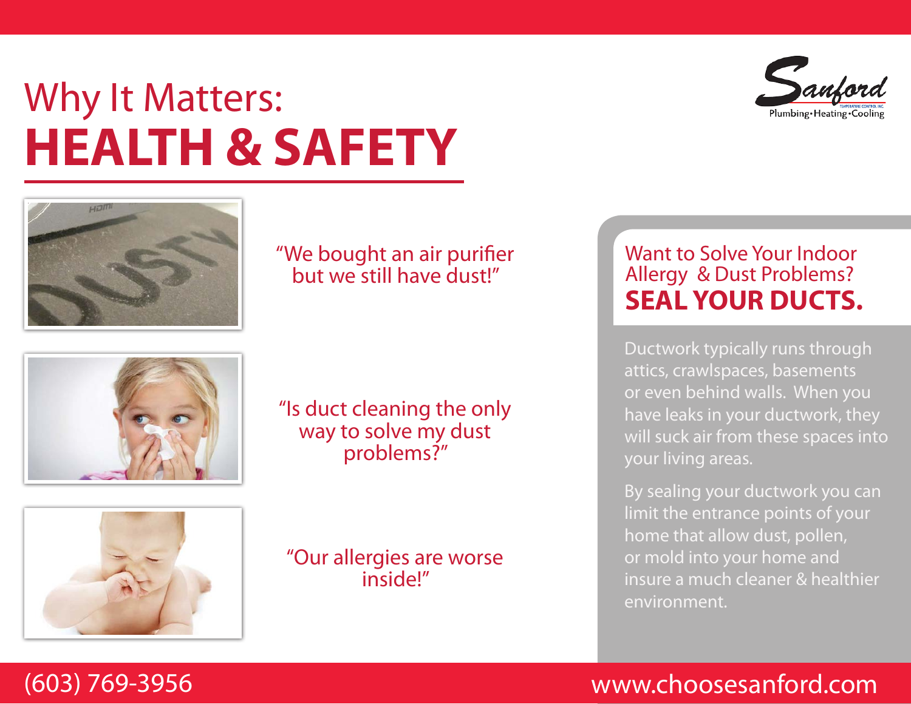# Why It Matters: **HEALTH & SAFETY**

Sanford
Plumbing • Heating • Cooling

"We bought an air purifier but we still have dust!"

"Is duct cleaning the only way to solve my dust problems?"

"Our allergies are worse inside!"

## Want to Solve Your Indoor Allergy & Dust Problems? **SEAL YOUR DUCTS.**

Ductwork typically runs through attics, crawlspaces, basements or even behind walls. When you have leaks in your ductwork, they will suck air from these spaces into your living areas.

By sealing your ductwork you can limit the entrance points of your home that allow dust, pollen, or mold into your home and insure a much cleaner & healthier environment.

(603) 769-3956

www.choosesanford.com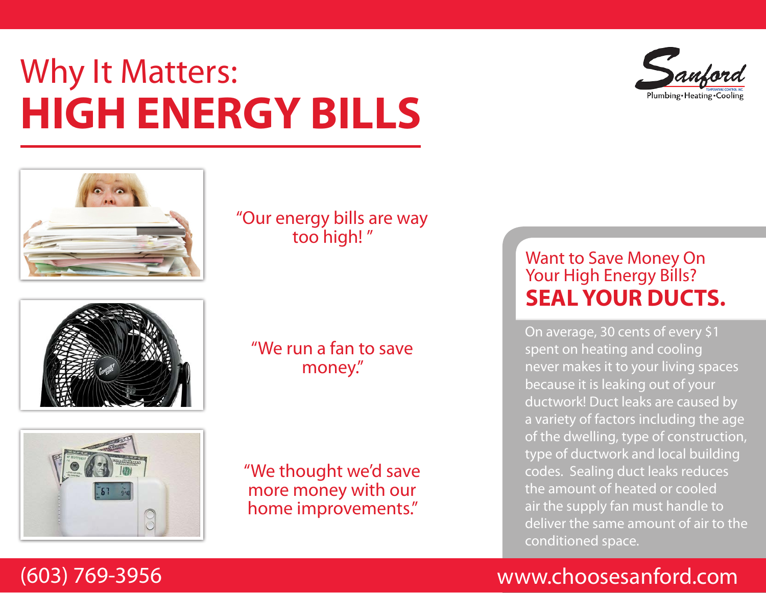# Why It Matters:
# HIGH ENERGY BILLS

Sanford

Plumbing • Heating • Cooling

"Our energy bills are way too high! "

"We run a fan to save money."

"We thought we'd save more money with our home improvements."

## Want to Save Money On Your High Energy Bills?
## **SEAL YOUR DUCTS.**

On average, 30 cents of every $1 spent on heating and cooling never makes it to your living spaces because it is leaking out of your ductwork! Duct leaks are caused by a variety of factors including the age of the dwelling, type of construction, type of ductwork and local building codes. Sealing duct leaks reduces the amount of heated or cooled air the supply fan must handle to deliver the same amount of air to the conditioned space.

(603) 769-3956

www.choosesanford.com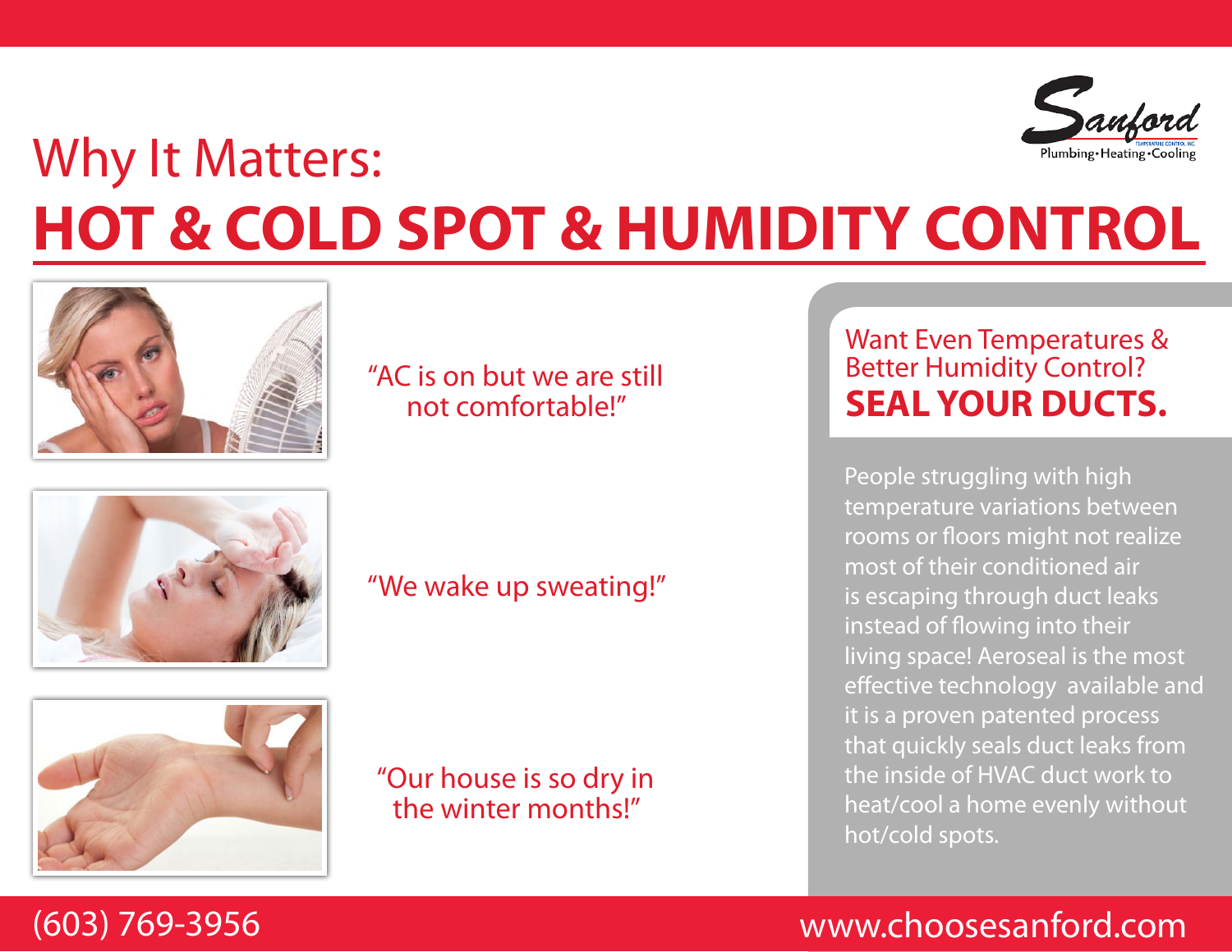Sanford
Plumbing • Heating • Cooling

# Why It Matters:
# HOT & COLD SPOT & HUMIDITY CONTROL

"AC is on but we are still not comfortable!"

"We wake up sweating!"

"Our house is so dry in the winter months!"

## Want Even Temperatures & Better Humidity Control?
## **SEAL YOUR DUCTS.**

People struggling with high temperature variations between rooms or floors might not realize most of their conditioned air is escaping through duct leaks instead of flowing into their living space! Aeroseal is the most effective technology available and it is a proven patented process that quickly seals duct leaks from the inside of HVAC duct work to heat/cool a home evenly without hot/cold spots.

(603) 769-3956

www.choosesanford.com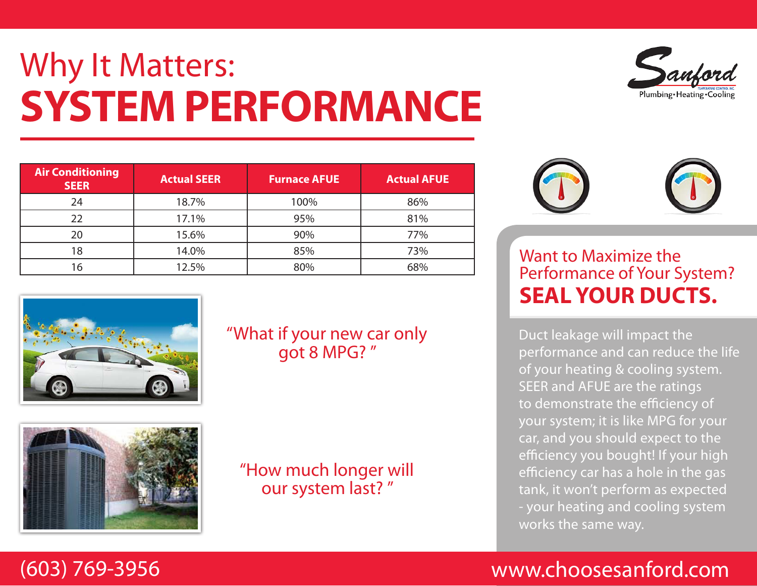# Why It Matters:
# SYSTEM PERFORMANCE

Sanford
Plumbing • Heating • Cooling

| Air Conditioning SEER | Actual SEER | Furnace AFUE | Actual AFUE |
|---|---|---|---|
| 24 | 18.7% | 100% | 86% |
| 22 | 17.1% | 95% | 81% |
| 20 | 15.6% | 90% | 77% |
| 18 | 14.0% | 85% | 73% |
| 16 | 12.5% | 80% | 68% |

"What if your new car only got 8 MPG? "

"How much longer will our system last? "

## Want to Maximize the Performance of Your System?
## SEAL YOUR DUCTS.

Duct leakage will impact the performance and can reduce the life of your heating & cooling system. SEER and AFUE are the ratings to demonstrate the efficiency of your system; it is like MPG for your car, and you should expect to the efficiency you bought! If your high efficiency car has a hole in the gas tank, it won't perform as expected - your heating and cooling system works the same way.

(603) 769-3956

www.choosesanford.com